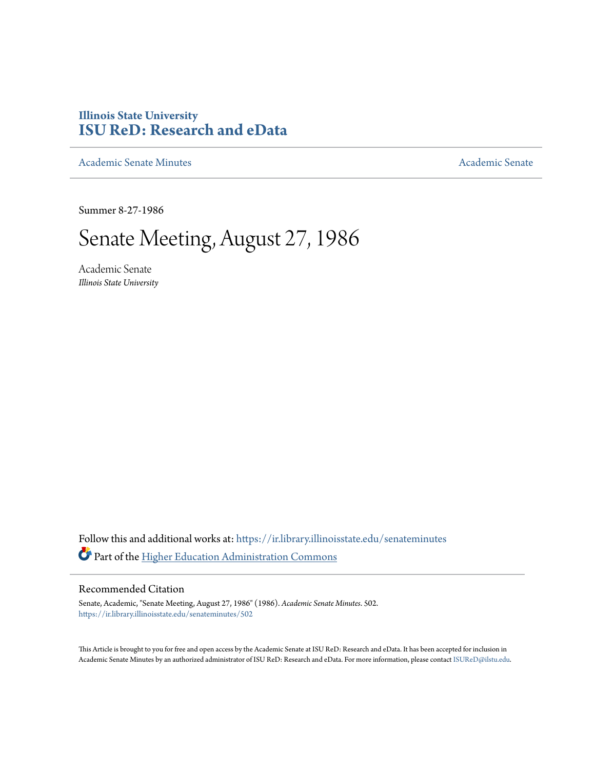**Illinois State University**
**ISU ReD: Research and eData**

Academic Senate Minutes | Academic Senate

Summer 8-27-1986

# Senate Meeting, August 27, 1986

Academic Senate
*Illinois State University*

Follow this and additional works at: https://ir.library.illinoisstate.edu/senateminutes

Part of the Higher Education Administration Commons

## Recommended Citation

Senate, Academic, "Senate Meeting, August 27, 1986" (1986). *Academic Senate Minutes*. 502.
https://ir.library.illinoisstate.edu/senateminutes/502

This Article is brought to you for free and open access by the Academic Senate at ISU ReD: Research and eData. It has been accepted for inclusion in Academic Senate Minutes by an authorized administrator of ISU ReD: Research and eData. For more information, please contact ISUReD@ilstu.edu.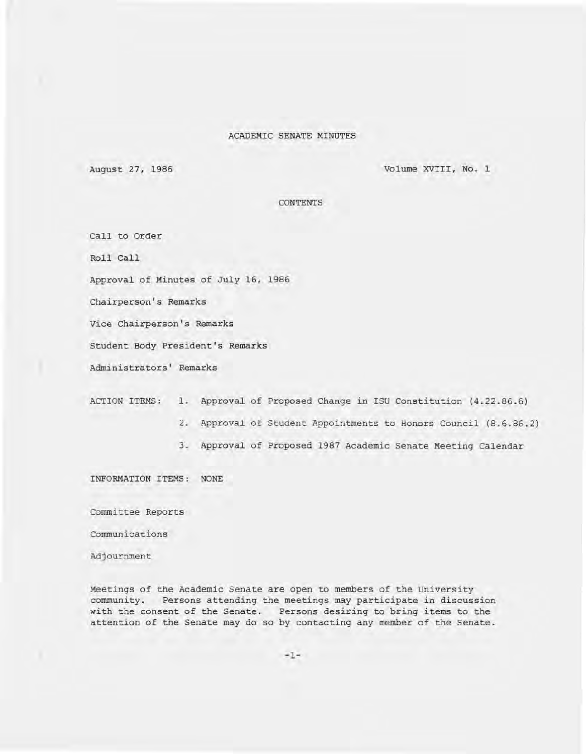# ACADEMIC SENATE MINUTES

August 27, 1986 Volume XVIII, No. 1

## CONTENTS

Call to Order

Roll Call

Approval of Minutes of July 16, 1986

Chairperson's Remarks

Vice Chairperson's Remarks

Student Body President's Remarks

Administrators' Remarks

ACTION ITEMS:

1. Approval of Proposed Change in ISU Constitution (4.22.86.6)
2. Approval of Student Appointments to Honors Council (8.6.86.2)
3. Approval of Proposed 1987 Academic Senate Meeting Calendar

INFORMATION ITEMS: NONE

Committee Reports

Communications

Adjournment

Meetings of the Academic Senate are open to members of the University community. Persons attending the meetings may participate in discussion with the consent of the Senate. Persons desiring to bring items to the attention of the Senate may do so by contacting any member of the Senate.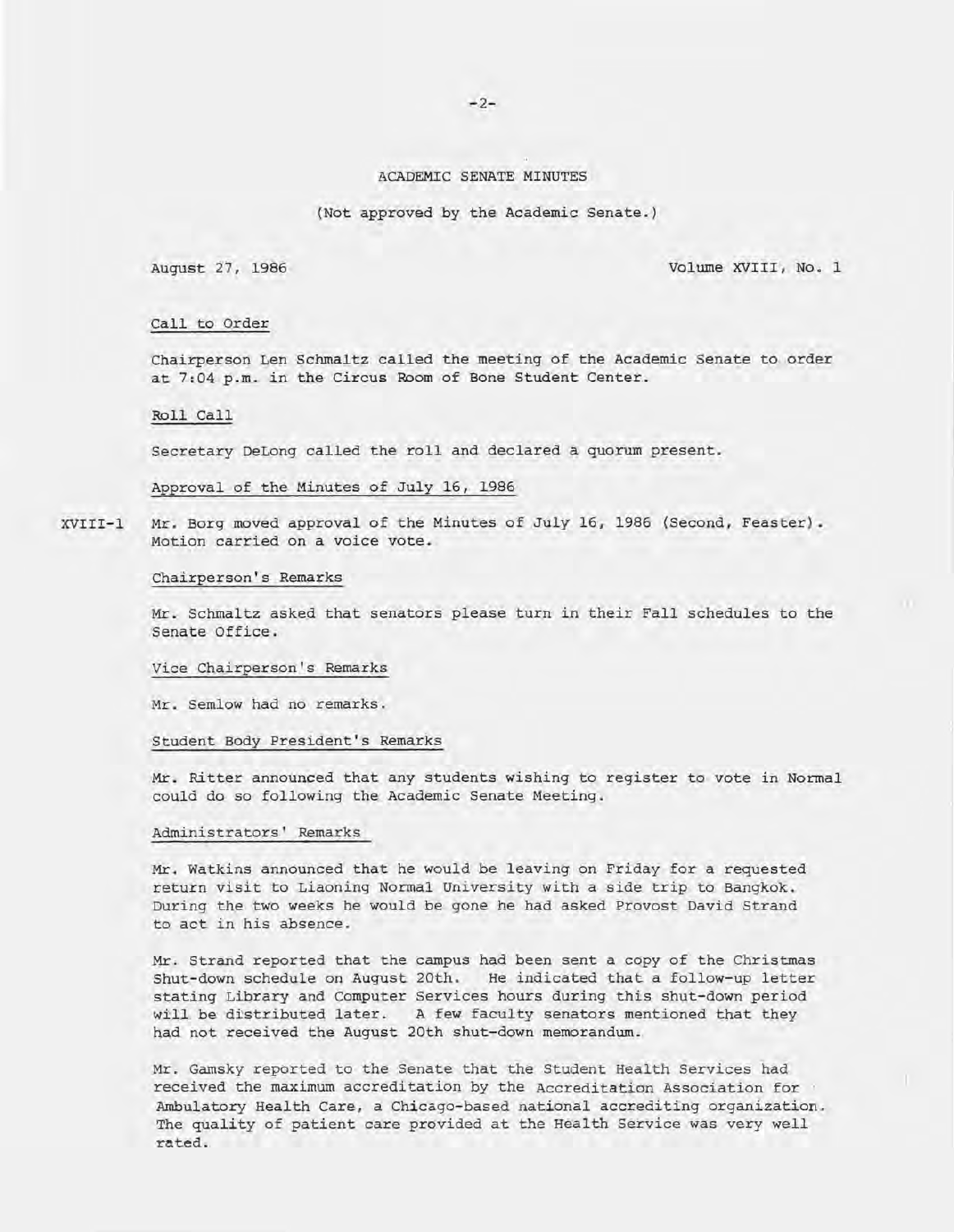# ACADEMIC SENATE MINUTES

(Not approved by the Academic Senate.)

August 27, 1986 Volume XVIII, No. 1

## Call to Order

Chairperson Len Schmaltz called the meeting of the Academic Senate to order at 7:04 p.m. in the Circus Room of Bone Student Center.

## Roll Call

Secretary DeLong called the roll and declared a quorum present.

## Approval of the Minutes of July 16, 1986

XVIII-1 Mr. Borg moved approval of the Minutes of July 16, 1986 (Second, Feaster). Motion carried on a voice vote.

## Chairperson's Remarks

Mr. Schmaltz asked that senators please turn in their Fall schedules to the Senate Office.

## Vice Chairperson's Remarks

Mr. Semlow had no remarks.

## Student Body President's Remarks

Mr. Ritter announced that any students wishing to register to vote in Normal could do so following the Academic Senate Meeting.

## Administrators' Remarks

Mr. Watkins announced that he would be leaving on Friday for a requested return visit to Liaoning Normal University with a side trip to Bangkok. During the two weeks he would be gone he had asked Provost David Strand to act in his absence.

Mr. Strand reported that the campus had been sent a copy of the Christmas Shut-down schedule on August 20th. He indicated that a follow-up letter stating Library and Computer Services hours during this shut-down period will be distributed later. A few faculty senators mentioned that they had not received the August 20th shut-down memorandum.

Mr. Gamsky reported to the Senate that the Student Health Services had received the maximum accreditation by the Accreditation Association for Ambulatory Health Care, a Chicago-based national accrediting organization. The quality of patient care provided at the Health Service was very well rated.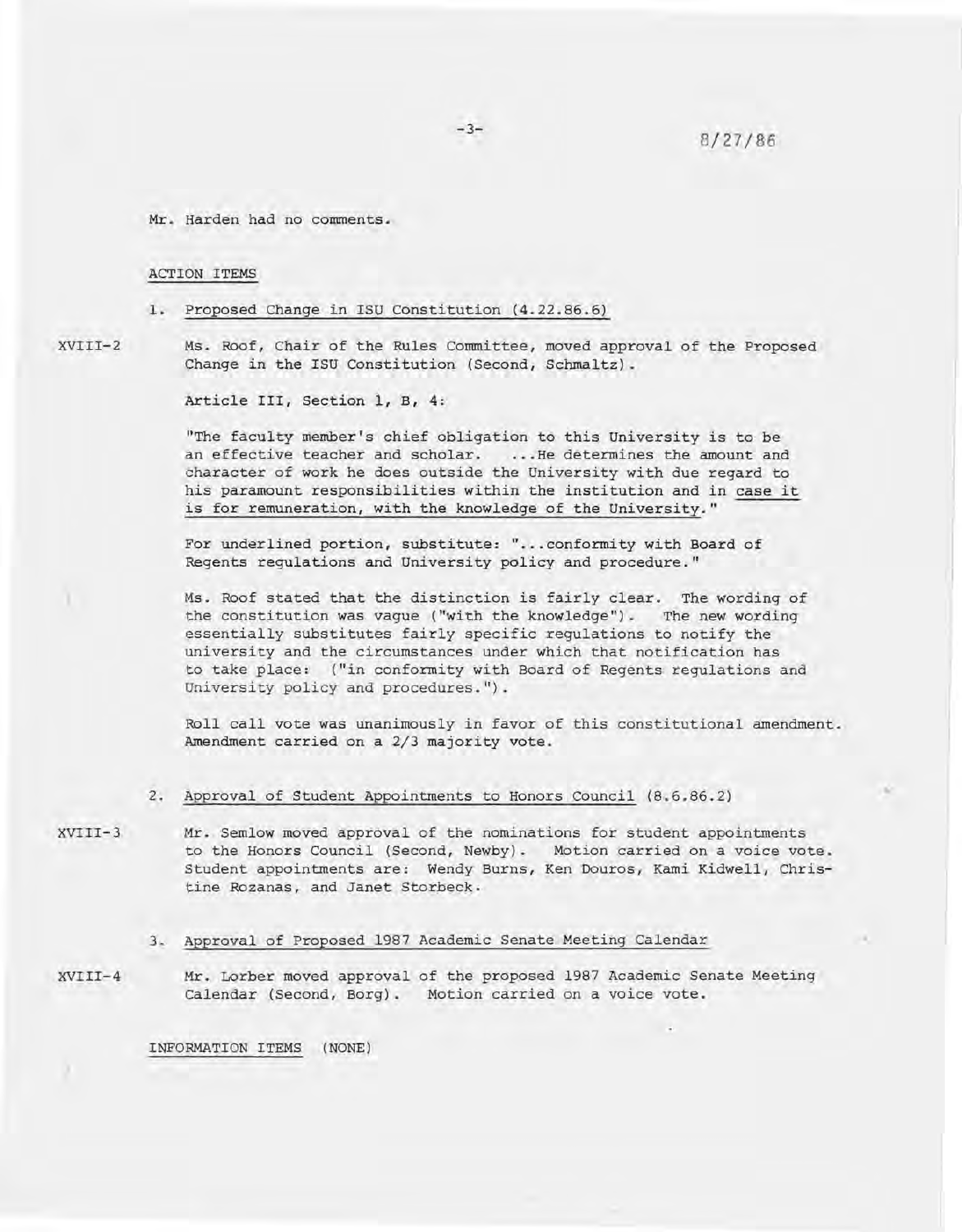Mr. Harden had no comments.

ACTION ITEMS

1. Proposed Change in ISU Constitution (4.22.86.6)

XVIII-2 Ms. Roof, Chair of the Rules Committee, moved approval of the Proposed Change in the ISU Constitution (Second, Schmaltz).

Article III, Section 1, B, 4:

"The faculty member's chief obligation to this University is to be an effective teacher and scholar. ...He determines the amount and character of work he does outside the University with due regard to his paramount responsibilities within the institution and in case it is for remuneration, with the knowledge of the University."

For underlined portion, substitute: "...conformity with Board of Regents regulations and University policy and procedure."

Ms. Roof stated that the distinction is fairly clear. The wording of the constitution was vague ("with the knowledge"). The new wording essentially substitutes fairly specific regulations to notify the university and the circumstances under which that notification has to take place: ("in conformity with Board of Regents regulations and University policy and procedures.").

Roll call vote was unanimously in favor of this constitutional amendment. Amendment carried on a 2/3 majority vote.

2. Approval of Student Appointments to Honors Council (8.6.86.2)

XVIII-3 Mr. Semlow moved approval of the nominations for student appointments to the Honors Council (Second, Newby). Motion carried on a voice vote. Student appointments are: Wendy Burns, Ken Douros, Kami Kidwell, Christine Rozanas, and Janet Storbeck.

3. Approval of Proposed 1987 Academic Senate Meeting Calendar

XVIII-4 Mr. Lorber moved approval of the proposed 1987 Academic Senate Meeting Calendar (Second, Borg). Motion carried on a voice vote.

INFORMATION ITEMS (NONE)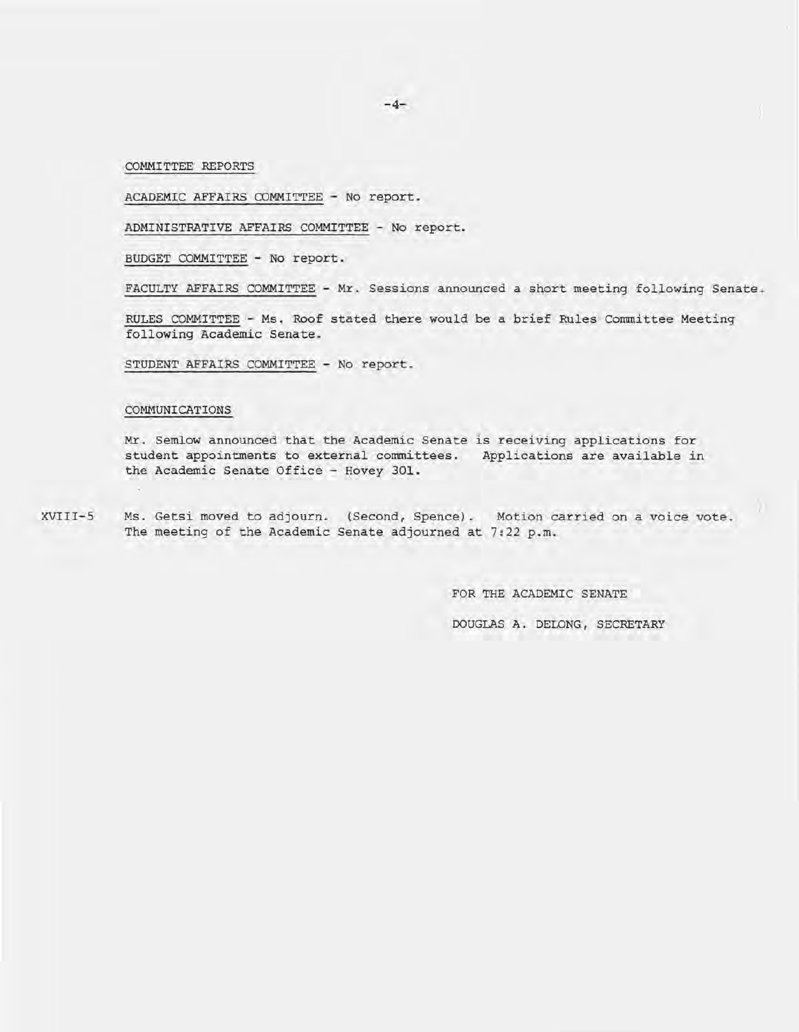## COMMITTEE REPORTS

ACADEMIC AFFAIRS COMMITTEE - No report.

ADMINISTRATIVE AFFAIRS COMMITTEE - No report.

BUDGET COMMITTEE - No report.

FACULTY AFFAIRS COMMITTEE - Mr. Sessions announced a short meeting following Senate.

RULES COMMITTEE - Ms. Roof stated there would be a brief Rules Committee Meeting following Academic Senate.

STUDENT AFFAIRS COMMITTEE - No report.

## COMMUNICATIONS

Mr. Semlow announced that the Academic Senate is receiving applications for student appointments to external committees. Applications are available in the Academic Senate Office - Hovey 301.

XVIII-5 Ms. Getsi moved to adjourn. (Second, Spence). Motion carried on a voice vote. The meeting of the Academic Senate adjourned at 7:22 p.m.

FOR THE ACADEMIC SENATE

DOUGLAS A. DELONG, SECRETARY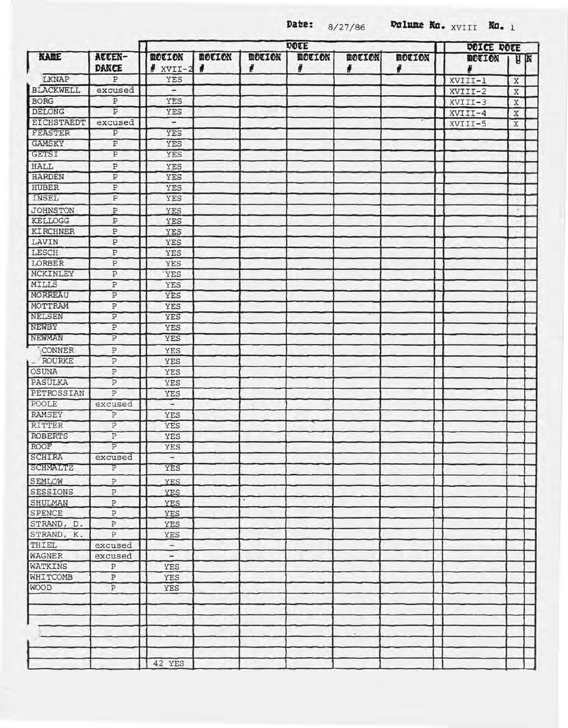Date: 8/27/86 Volume No. XVIII No. 1

| NAME | ATTENDANCE | VOTE MOTION # XVII-2 | MOTION # | MOTION # | MOTION # | MOTION # | MOTION # | VOICE VOTE MOTION # | Y | N |
|---|---|---|---|---|---|---|---|---|---|---|
| LKNAP | P | YES | | | | | | XVIII-1 | X | |
| BLACKWELL | excused | - | | | | | | XVIII-2 | X | |
| BORG | P | YES | | | | | | XVIII-3 | X | |
| DELONG | P | YES | | | | | | XVIII-4 | X | |
| EICHSTAEDT | excused | - | | | | | | XVIII-5 | X | |
| FEASTER | P | YES | | | | | | | | |
| GAMSKY | P | YES | | | | | | | | |
| GETSI | P | YES | | | | | | | | |
| HALL | P | YES | | | | | | | | |
| HARDEN | P | YES | | | | | | | | |
| HUBER | P | YES | | | | | | | | |
| INSEL | P | YES | | | | | | | | |
| JOHNSTON | P | YES | | | | | | | | |
| KELLOGG | P | YES | | | | | | | | |
| KIRCHNER | P | YES | | | | | | | | |
| LAVIN | P | YES | | | | | | | | |
| LESCH | P | YES | | | | | | | | |
| LORBER | P | YES | | | | | | | | |
| MCKINLEY | P | YES | | | | | | | | |
| MILLS | P | YES | | | | | | | | |
| MORREAU | P | YES | | | | | | | | |
| MOTTRAM | P | YES | | | | | | | | |
| NELSEN | P | YES | | | | | | | | |
| NEWBY | P | YES | | | | | | | | |
| NEWMAN | P | YES | | | | | | | | |
| CONNER | P | YES | | | | | | | | |
| ROURKE | P | YES | | | | | | | | |
| OSUNA | P | YES | | | | | | | | |
| PASULKA | P | YES | | | | | | | | |
| PETROSSIAN | P | YES | | | | | | | | |
| POOLE | excused | - | | | | | | | | |
| RAMSEY | P | YES | | | | | | | | |
| RITTER | P | YES | | | | | | | | |
| ROBERTS | P | YES | | | | | | | | |
| ROOF | P | YES | | | | | | | | |
| SCHIRA | excused | - | | | | | | | | |
| SCHMALTZ | P | YES | | | | | | | | |
| SEMLOW | P | YES | | | | | | | | |
| SESSIONS | P | YES | | | | | | | | |
| SHULMAN | P | YES | | | | | | | | |
| SPENCE | P | YES | | | | | | | | |
| STRAND, D. | P | YES | | | | | | | | |
| STRAND, K. | P | YES | | | | | | | | |
| THIEL | excused | - | | | | | | | | |
| WAGNER | excused | - | | | | | | | | |
| WATKINS | P | YES | | | | | | | | |
| WHITCOMB | P | YES | | | | | | | | |
| WOOD | P | YES | | | | | | | | |
| | | 42 YES | | | | | | | | |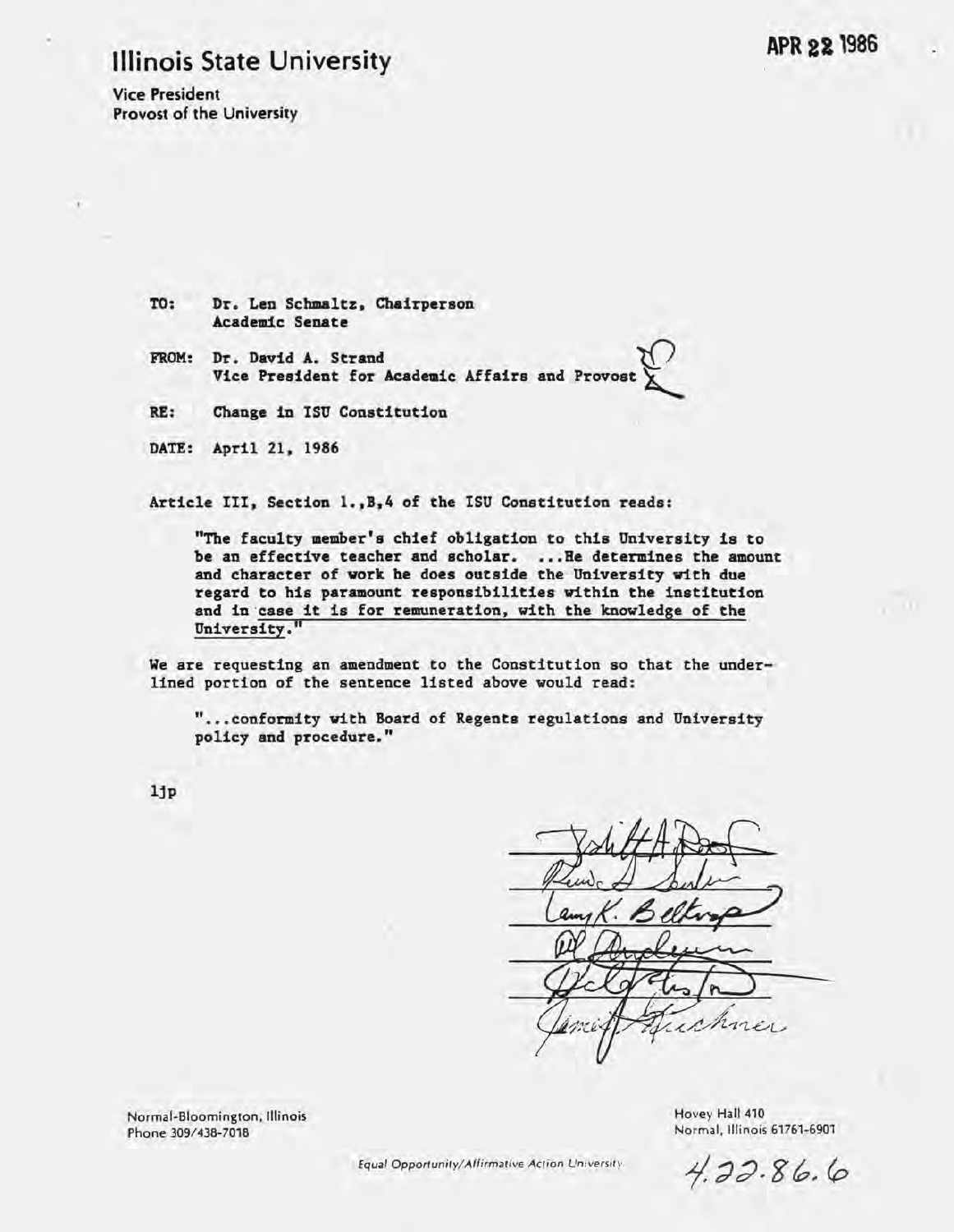# Illinois State University

**APR 22 1986**

Vice President
Provost of the University

TO: Dr. Len Schmaltz, Chairperson
Academic Senate

FROM: Dr. David A. Strand
Vice President for Academic Affairs and Provost

RE: Change in ISU Constitution

DATE: April 21, 1986

Article III, Section 1.,B,4 of the ISU Constitution reads:

> "The faculty member's chief obligation to this University is to be an effective teacher and scholar. ...He determines the amount and character of work he does outside the University with due regard to his paramount responsibilities within the institution and in <u>case it is for remuneration, with the knowledge of the University</u>."

We are requesting an amendment to the Constitution so that the underlined portion of the sentence listed above would read:

> "...conformity with Board of Regents regulations and University policy and procedure."

ljp

Normal-Bloomington, Illinois
Phone 309/438-7018

Hovey Hall 410
Normal, Illinois 61761-6901

Equal Opportunity/Affirmative Action University

4.22.86.6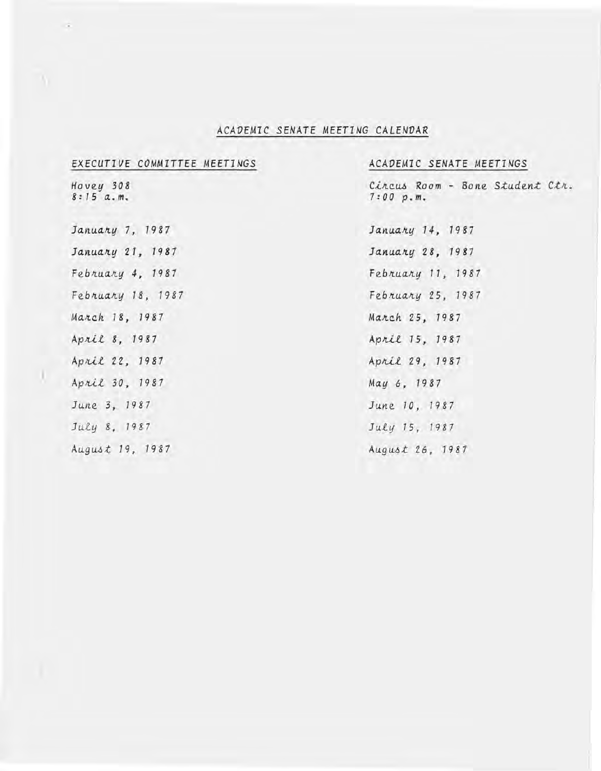# ACADEMIC SENATE MEETING CALENDAR

| EXECUTIVE COMMITTEE MEETINGS | ACADEMIC SENATE MEETINGS |
|---|---|
| Hovey 308<br>8:15 a.m. | Circus Room - Bone Student Ctr.<br>7:00 p.m. |
| January 7, 1987 | January 14, 1987 |
| January 21, 1987 | January 28, 1987 |
| February 4, 1987 | February 11, 1987 |
| February 18, 1987 | February 25, 1987 |
| March 18, 1987 | March 25, 1987 |
| April 8, 1987 | April 15, 1987 |
| April 22, 1987 | April 29, 1987 |
| April 30, 1987 | May 6, 1987 |
| June 3, 1987 | June 10, 1987 |
| July 8, 1987 | July 15, 1987 |
| August 19, 1987 | August 26, 1987 |